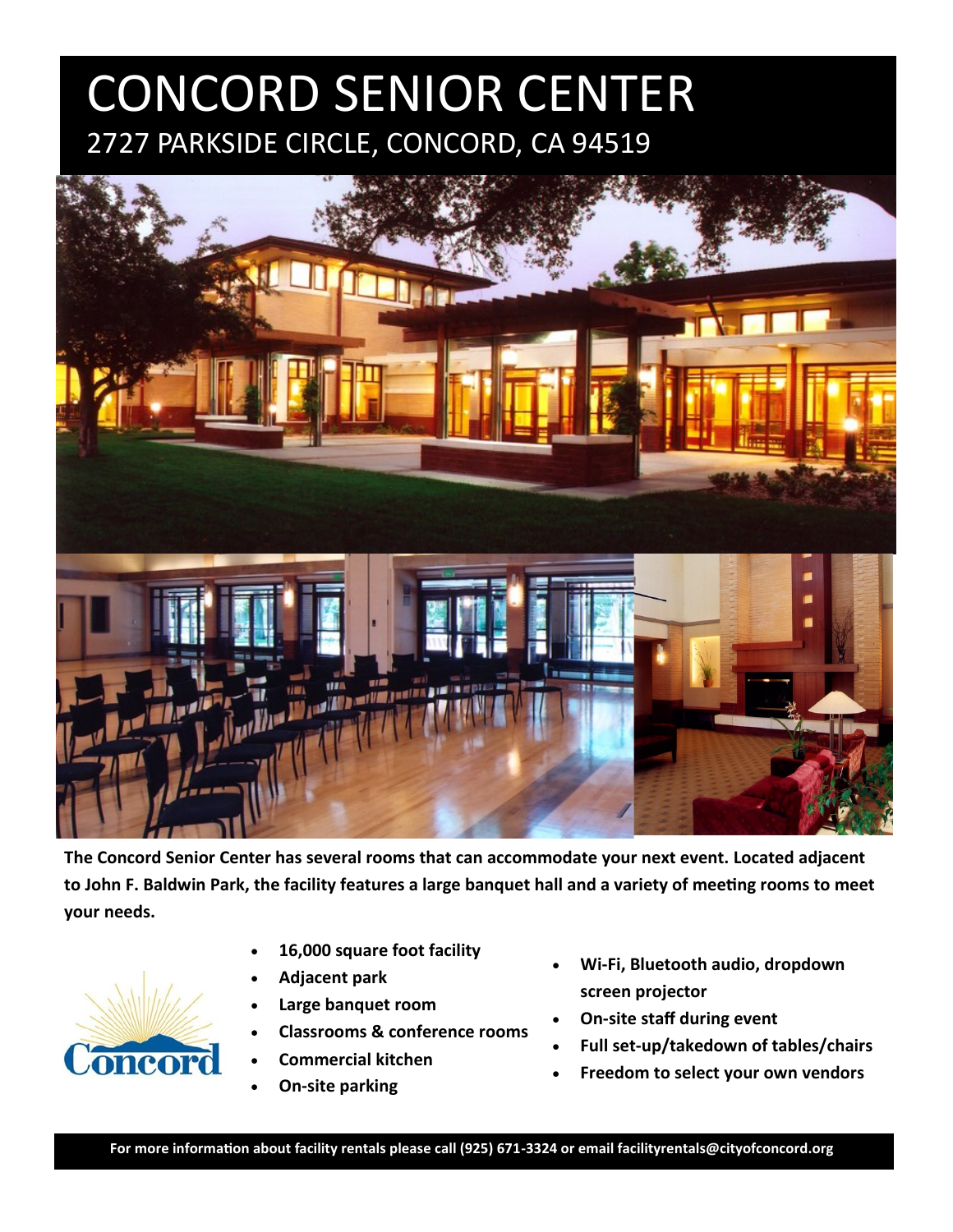# CONCORD SENIOR CENTER

## 2727 PARKSIDE CIRCLE, CONCORD, CA 94519

**The Concord Senior Center has several rooms that can accommodate your next event. Located adjacent to John F. Baldwin Park, the facility features a large banquet hall and a variety of meeting rooms to meet your needs.**

- **16,000 square foot facility**
- **Adjacent park**
- **Large banquet room**
- **Classrooms & conference rooms**
- **Commercial kitchen**
- **On-site parking**
- **Wi-Fi, Bluetooth audio, dropdown screen projector**
- **On-site staff during event**
- **Full set-up/takedown of tables/chairs**
- **Freedom to select your own vendors**

**For more information about facility rentals please call (925) 671-3324 or email facilityrentals@cityofconcord.org**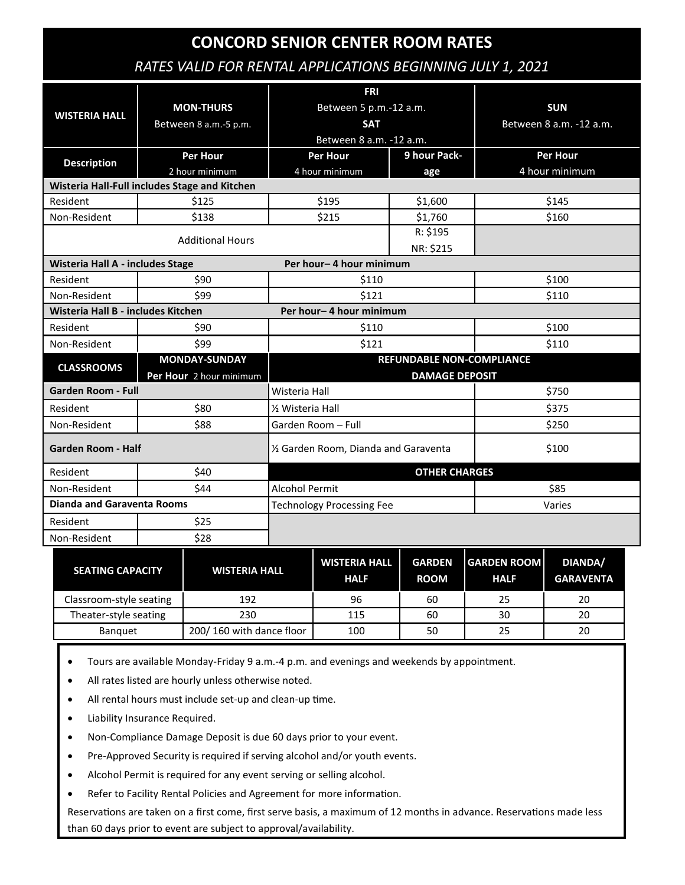# CONCORD SENIOR CENTER ROOM RATES

*RATES VALID FOR RENTAL APPLICATIONS BEGINNING JULY 1, 2021*

| WISTERIA HALL | MON-THURS Between 8 a.m.-5 p.m. | FRI Between 5 p.m.-12 a.m. SAT Between 8 a.m. -12 a.m. | | SUN Between 8 a.m. -12 a.m. |
|---|---|---|---|---|
| **Description** | **Per Hour** 2 hour minimum | **Per Hour** 4 hour minimum | **9 hour Package** | **Per Hour** 4 hour minimum |
| **Wisteria Hall-Full includes Stage and Kitchen** | | | | |
| Resident | $125 | $195 | $1,600 | $145 |
| Non-Resident | $138 | $215 | $1,760 | $160 |
| Additional Hours | | | R: $195 NR: $215 | |
| **Wisteria Hall A - includes Stage** | | **Per hour– 4 hour minimum** | | |
| Resident | $90 | $110 | | $100 |
| Non-Resident | $99 | $121 | | $110 |
| **Wisteria Hall B - includes Kitchen** | | **Per hour– 4 hour minimum** | | |
| Resident | $90 | $110 | | $100 |
| Non-Resident | $99 | $121 | | $110 |

| CLASSROOMS | MONDAY-SUNDAY **Per Hour** 2 hour minimum |
|---|---|
| **Garden Room - Full** | |
| Resident | $80 |
| Non-Resident | $88 |
| **Garden Room - Half** | |
| Resident | $40 |
| Non-Resident | $44 |
| **Dianda and Garaventa Rooms** | |
| Resident | $25 |
| Non-Resident | $28 |

| REFUNDABLE NON-COMPLIANCE DAMAGE DEPOSIT | |
|---|---|
| Wisteria Hall | $750 |
| ½ Wisteria Hall | $375 |
| Garden Room – Full | $250 |
| ½ Garden Room, Dianda and Garaventa | $100 |
| **OTHER CHARGES** | |
| Alcohol Permit | $85 |
| Technology Processing Fee | Varies |

| SEATING CAPACITY | WISTERIA HALL | WISTERIA HALL HALF | GARDEN ROOM | GARDEN ROOM HALF | DIANDA/ GARAVENTA |
|---|---|---|---|---|---|
| Classroom-style seating | 192 | 96 | 60 | 25 | 20 |
| Theater-style seating | 230 | 115 | 60 | 30 | 20 |
| Banquet | 200/ 160 with dance floor | 100 | 50 | 25 | 20 |

- Tours are available Monday-Friday 9 a.m.-4 p.m. and evenings and weekends by appointment.
- All rates listed are hourly unless otherwise noted.
- All rental hours must include set-up and clean-up time.
- Liability Insurance Required.
- Non-Compliance Damage Deposit is due 60 days prior to your event.
- Pre-Approved Security is required if serving alcohol and/or youth events.
- Alcohol Permit is required for any event serving or selling alcohol.
- Refer to Facility Rental Policies and Agreement for more information.

Reservations are taken on a first come, first serve basis, a maximum of 12 months in advance. Reservations made less than 60 days prior to event are subject to approval/availability.